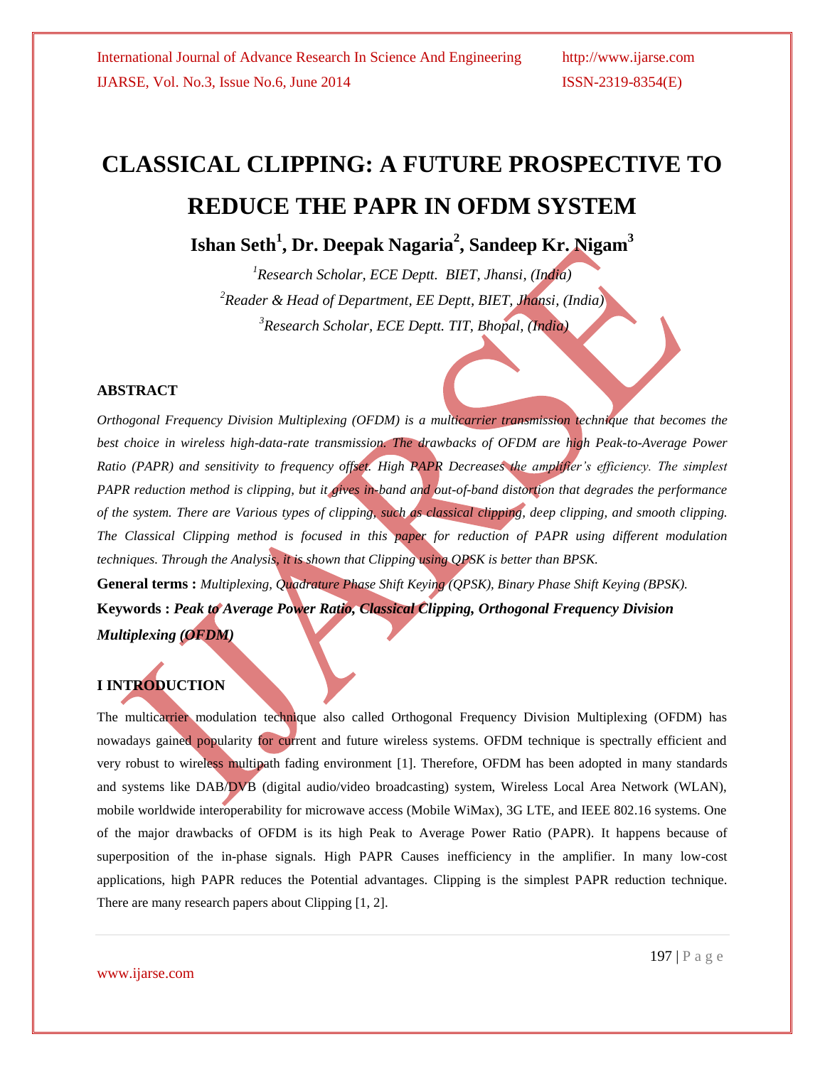# CLASSICAL CLIPPING: A FUTURE PROSPECTIVE TO REDUCE THE PAPR IN OFDM SYSTEM

**Ishan Seth[1], Dr. Deepak Nagaria[2], Sandeep Kr. Nigam[3]**

*[1]Research Scholar, ECE Deptt. BIET, Jhansi, (India)*

*[2]Reader & Head of Department, EE Deptt, BIET, Jhansi, (India)*

*[3]Research Scholar, ECE Deptt. TIT, Bhopal, (India)*

## ABSTRACT

*Orthogonal Frequency Division Multiplexing (OFDM) is a multicarrier transmission technique that becomes the best choice in wireless high-data-rate transmission. The drawbacks of OFDM are high Peak-to-Average Power Ratio (PAPR) and sensitivity to frequency offset. High PAPR Decreases the amplifier's efficiency. The simplest PAPR reduction method is clipping, but it gives in-band and out-of-band distortion that degrades the performance of the system. There are Various types of clipping, such as classical clipping, deep clipping, and smooth clipping. The Classical Clipping method is focused in this paper for reduction of PAPR using different modulation techniques. Through the Analysis, it is shown that Clipping using QPSK is better than BPSK.*

**General terms :** *Multiplexing, Quadrature Phase Shift Keying (QPSK), Binary Phase Shift Keying (BPSK).*

**Keywords :** ***Peak to Average Power Ratio, Classical Clipping, Orthogonal Frequency Division Multiplexing (OFDM)***

## I INTRODUCTION

The multicarrier modulation technique also called Orthogonal Frequency Division Multiplexing (OFDM) has nowadays gained popularity for current and future wireless systems. OFDM technique is spectrally efficient and very robust to wireless multipath fading environment [1]. Therefore, OFDM has been adopted in many standards and systems like DAB/DVB (digital audio/video broadcasting) system, Wireless Local Area Network (WLAN), mobile worldwide interoperability for microwave access (Mobile WiMax), 3G LTE, and IEEE 802.16 systems. One of the major drawbacks of OFDM is its high Peak to Average Power Ratio (PAPR). It happens because of superposition of the in-phase signals. High PAPR Causes inefficiency in the amplifier. In many low-cost applications, high PAPR reduces the Potential advantages. Clipping is the simplest PAPR reduction technique. There are many research papers about Clipping [1, 2].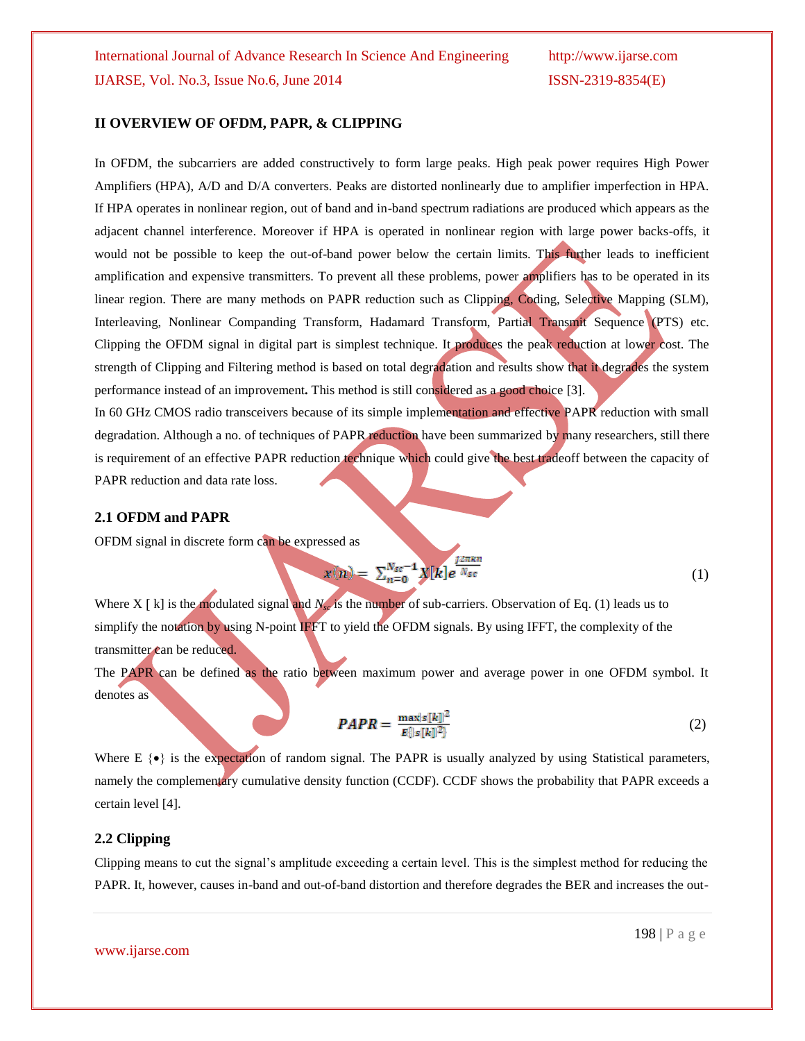## II OVERVIEW OF OFDM, PAPR, & CLIPPING

In OFDM, the subcarriers are added constructively to form large peaks. High peak power requires High Power Amplifiers (HPA), A/D and D/A converters. Peaks are distorted nonlinearly due to amplifier imperfection in HPA. If HPA operates in nonlinear region, out of band and in-band spectrum radiations are produced which appears as the adjacent channel interference. Moreover if HPA is operated in nonlinear region with large power backs-offs, it would not be possible to keep the out-of-band power below the certain limits. This further leads to inefficient amplification and expensive transmitters. To prevent all these problems, power amplifiers has to be operated in its linear region. There are many methods on PAPR reduction such as Clipping, Coding, Selective Mapping (SLM), Interleaving, Nonlinear Companding Transform, Hadamard Transform, Partial Transmit Sequence (PTS) etc. Clipping the OFDM signal in digital part is simplest technique. It produces the peak reduction at lower cost. The strength of Clipping and Filtering method is based on total degradation and results show that it degrades the system performance instead of an improvement**.** This method is still considered as a good choice [3].

In 60 GHz CMOS radio transceivers because of its simple implementation and effective PAPR reduction with small degradation. Although a no. of techniques of PAPR reduction have been summarized by many researchers, still there is requirement of an effective PAPR reduction technique which could give the best tradeoff between the capacity of PAPR reduction and data rate loss.

### 2.1 OFDM and PAPR

OFDM signal in discrete form can be expressed as

$$x(n) = \sum_{n=0}^{N_{sc}-1} X[k] e^{\frac{j2\pi kn}{N_{sc}}} \tag{1}$$

Where X [ k] is the modulated signal and $N_{sc}$ is the number of sub-carriers. Observation of Eq. (1) leads us to simplify the notation by using N-point IFFT to yield the OFDM signals. By using IFFT, the complexity of the transmitter can be reduced.

The PAPR can be defined as the ratio between maximum power and average power in one OFDM symbol. It denotes as

$$PAPR = \frac{\max|s[k]|^2}{E[|s[k]|^2]} \tag{2}$$

Where E {•} is the expectation of random signal. The PAPR is usually analyzed by using Statistical parameters, namely the complementary cumulative density function (CCDF). CCDF shows the probability that PAPR exceeds a certain level [4].

### 2.2 Clipping

Clipping means to cut the signal's amplitude exceeding a certain level. This is the simplest method for reducing the PAPR. It, however, causes in-band and out-of-band distortion and therefore degrades the BER and increases the out-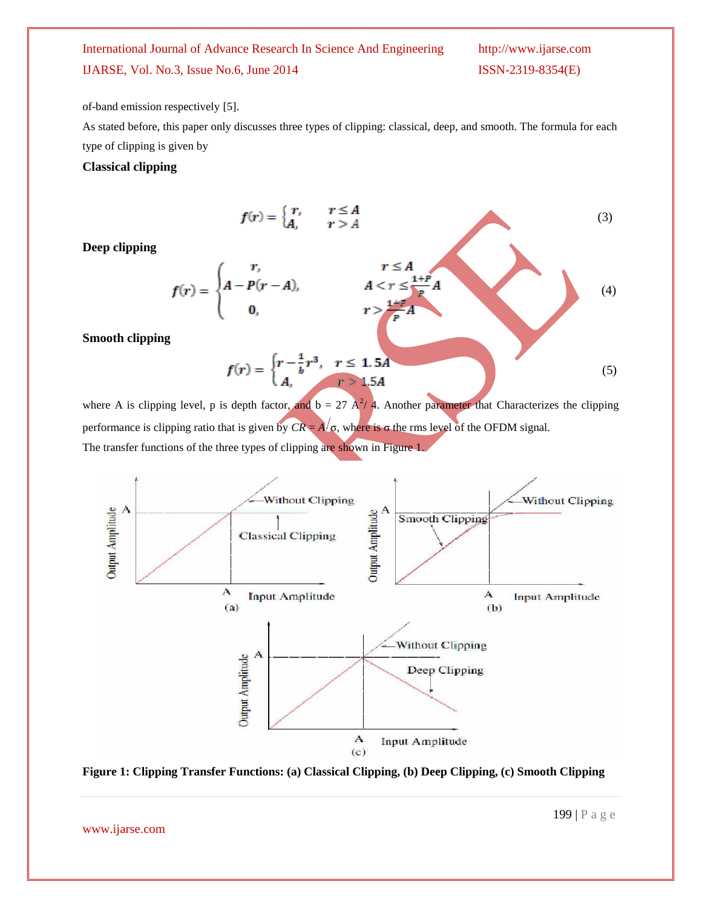of-band emission respectively [5].

As stated before, this paper only discusses three types of clipping: classical, deep, and smooth. The formula for each type of clipping is given by

**Classical clipping**

$$f(r) = \begin{cases} r, & r \leq A \\ A, & r > A \end{cases} \tag{3}$$

**Deep clipping**

$$f(r) = \begin{cases} r, & r \leq A \\ A - P(r - A), & A < r \leq \frac{1+P}{P} A \\ 0, & r > \frac{1+P}{P} A \end{cases} \tag{4}$$

**Smooth clipping**

$$f(r) = \begin{cases} r - \frac{1}{b} r^3, & r \leq 1.5A \\ A, & r > 1.5A \end{cases} \tag{5}$$

where A is clipping level, p is depth factor, and b = 27 $A^2$/ 4. Another parameter that Characterizes the clipping performance is clipping ratio that is given by $CR = A/\sigma$, where is σ the rms level of the OFDM signal.

The transfer functions of the three types of clipping are shown in Figure 1.

Output Amplitude
A
Without Clipping
Classical Clipping
A
Input Amplitude
(a)

Output Amplitude
A
Without Clipping
Smooth Clipping
A
Input Amplitude
(b)

Output Amplitude
A
Without Clipping
Deep Clipping
A
Input Amplitude
(c)

**Figure 1: Clipping Transfer Functions: (a) Classical Clipping, (b) Deep Clipping, (c) Smooth Clipping**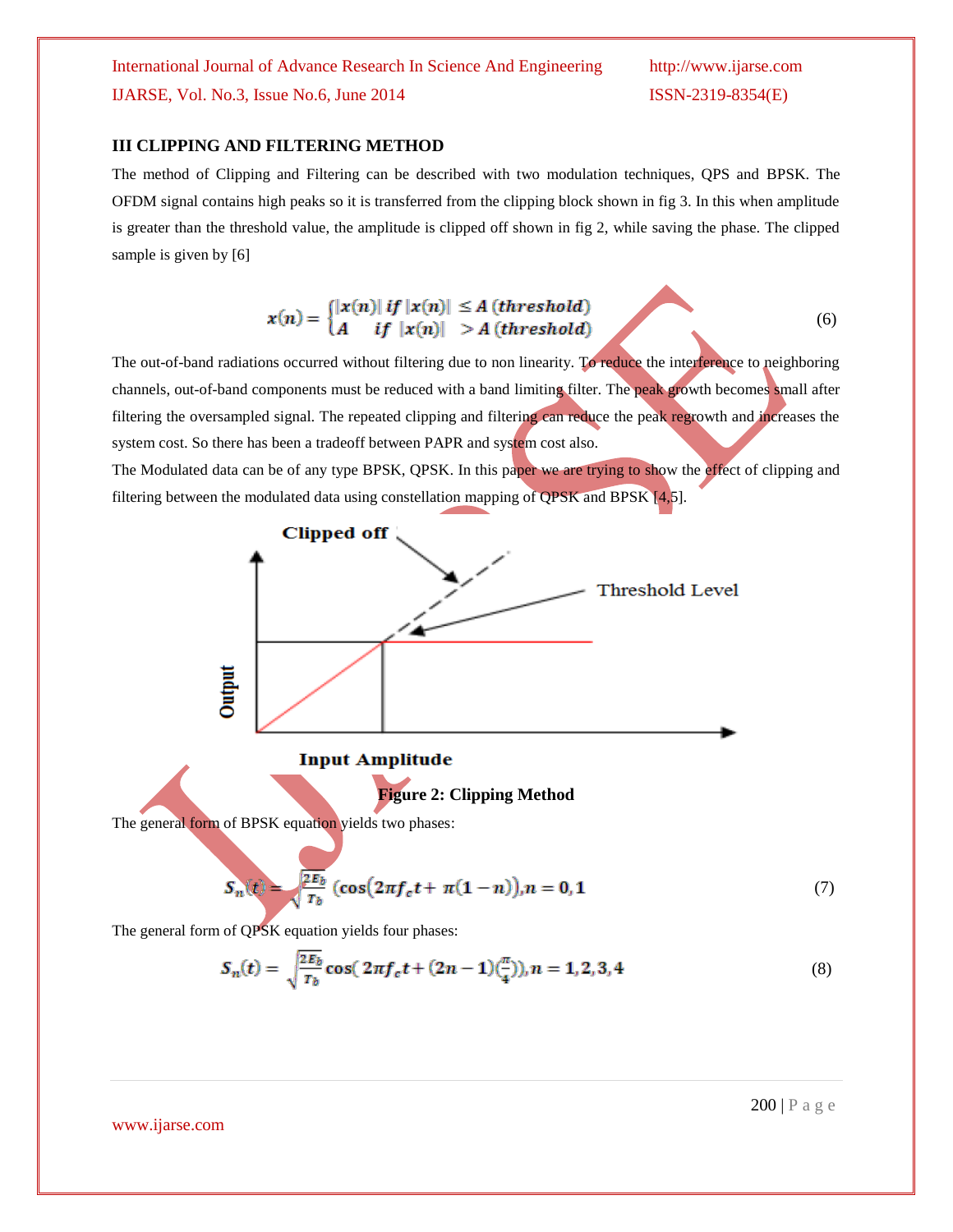## III CLIPPING AND FILTERING METHOD

The method of Clipping and Filtering can be described with two modulation techniques, QPS and BPSK. The OFDM signal contains high peaks so it is transferred from the clipping block shown in fig 3. In this when amplitude is greater than the threshold value, the amplitude is clipped off shown in fig 2, while saving the phase. The clipped sample is given by [6]

$$x(n) = \begin{cases} |x(n)| \; if \; |x(n)| \le A \, (threshold) \\ A \quad if \; |x(n)| \; > A \, (threshold) \end{cases} \tag{6}$$

The out-of-band radiations occurred without filtering due to non linearity. To reduce the interference to neighboring channels, out-of-band components must be reduced with a band limiting filter. The peak growth becomes small after filtering the oversampled signal. The repeated clipping and filtering can reduce the peak regrowth and increases the system cost. So there has been a tradeoff between PAPR and system cost also.

The Modulated data can be of any type BPSK, QPSK. In this paper we are trying to show the effect of clipping and filtering between the modulated data using constellation mapping of QPSK and BPSK [4,5].

Clipped off

Threshold Level

Output

Input Amplitude

**Figure 2: Clipping Method**

The general form of BPSK equation yields two phases:

$$S_n(t) = \sqrt{\frac{2E_b}{T_b}} \left(\cos\left(2\pi f_c t + \pi(1-n)\right)\right), n = 0,1 \tag{7}$$

The general form of QPSK equation yields four phases:

$$S_n(t) = \sqrt{\frac{2E_b}{T_b}} \cos\left(\, 2\pi f_c t + (2n-1)\left(\frac{\pi}{4}\right)\right), n = 1,2,3,4 \tag{8}$$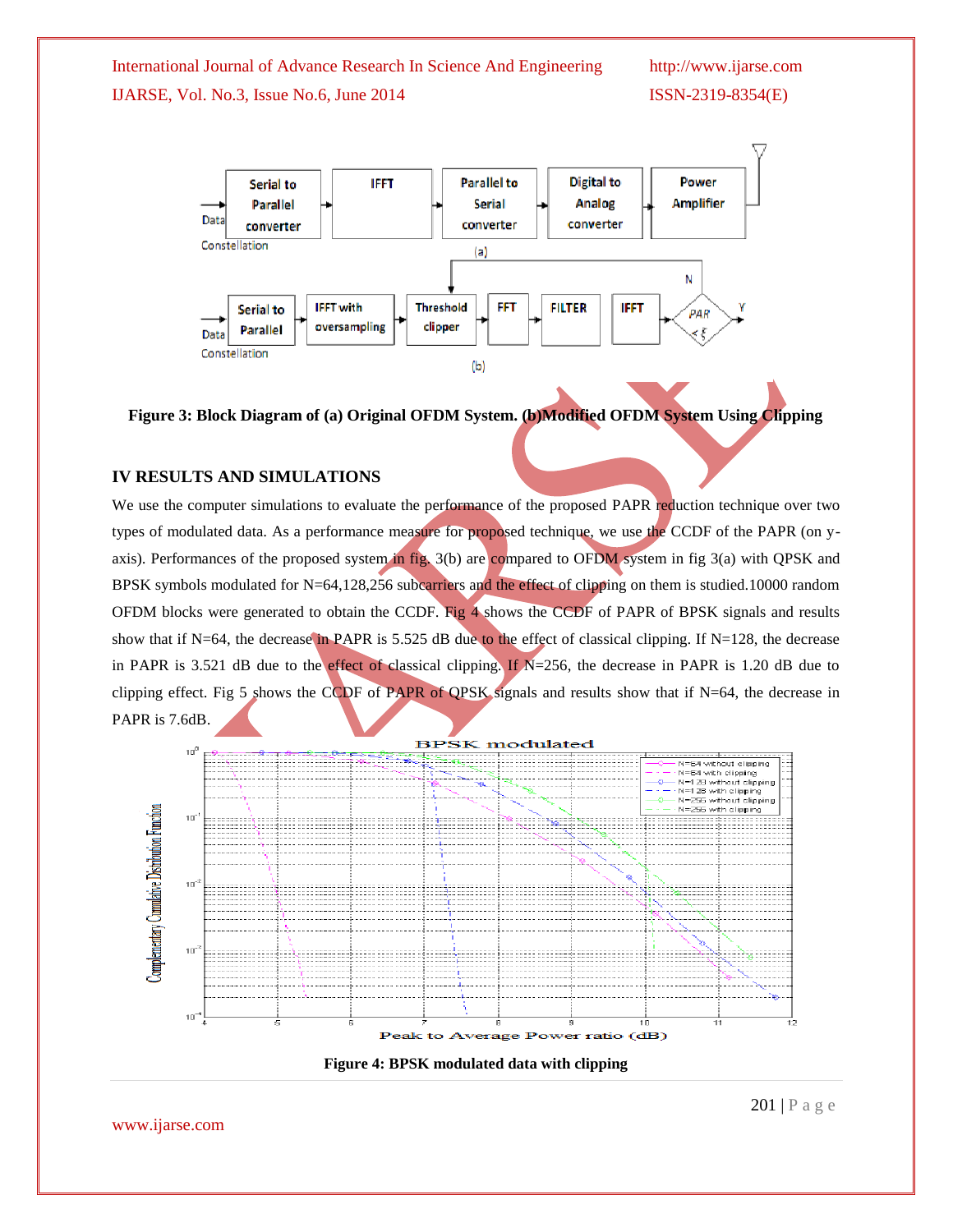Serial to Parallel converter

IFFT

Parallel to Serial converter

Digital to Analog converter

Power Amplifier

Data Constellation

(a)

Data Constellation

Serial to Parallel

IFFT with oversampling

Threshold clipper

FFT

FILTER

IFFT

PAR < ξ

N

Y

(b)

**Figure 3: Block Diagram of (a) Original OFDM System. (b)Modified OFDM System Using Clipping**

## IV RESULTS AND SIMULATIONS

We use the computer simulations to evaluate the performance of the proposed PAPR reduction technique over two types of modulated data. As a performance measure for proposed technique, we use the CCDF of the PAPR (on y-axis). Performances of the proposed system in fig. 3(b) are compared to OFDM system in fig 3(a) with QPSK and BPSK symbols modulated for N=64,128,256 subcarriers and the effect of clipping on them is studied.10000 random OFDM blocks were generated to obtain the CCDF. Fig 4 shows the CCDF of PAPR of BPSK signals and results show that if N=64, the decrease in PAPR is 5.525 dB due to the effect of classical clipping. If N=128, the decrease in PAPR is 3.521 dB due to the effect of classical clipping. If N=256, the decrease in PAPR is 1.20 dB due to clipping effect. Fig 5 shows the CCDF of PAPR of QPSK signals and results show that if N=64, the decrease in PAPR is 7.6dB.

BPSK modulated

Complementary Cumulative Distribution Function

Peak to Average Power ratio (dB)

$10^0$, $10^{-1}$, $10^{-2}$, $10^{-3}$, $10^{-4}$

4 5 6 7 8 9 10 11 12

N=64 without clipping
N=64 with clipping
N=128 without clipping
N=128 with clipping
N=256 without clipping
N=256 with clipping

**Figure 4: BPSK modulated data with clipping**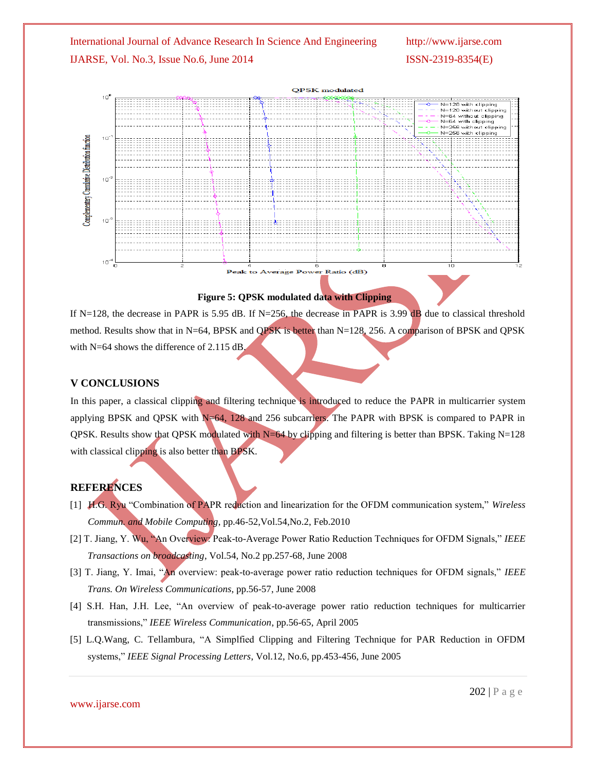QPSK modulated

$10^0$

$10^{-1}$

$10^{-2}$

$10^{-3}$

$10^{-4}$

0 2 4 6 8 10 12

Peak to Average Power Ratio (dB)

Complementary Cumulative Distribution function

N=128 with clipping
N=128 without clipping
N=64 without clipping
N=64 with clipping
N=256 without clipping
N=256 with clipping

**Figure 5: QPSK modulated data with Clipping**

If N=128, the decrease in PAPR is 5.95 dB. If N=256, the decrease in PAPR is 3.99 dB due to classical threshold method. Results show that in N=64, BPSK and QPSK is better than N=128, 256. A comparison of BPSK and QPSK with N=64 shows the difference of 2.115 dB.

## V CONCLUSIONS

In this paper, a classical clipping and filtering technique is introduced to reduce the PAPR in multicarrier system applying BPSK and QPSK with N=64, 128 and 256 subcarriers. The PAPR with BPSK is compared to PAPR in QPSK. Results show that QPSK modulated with N=64 by clipping and filtering is better than BPSK. Taking N=128 with classical clipping is also better than BPSK.

## REFERENCES

[1] H.G. Ryu "Combination of PAPR reduction and linearization for the OFDM communication system," *Wireless Commun. and Mobile Computing*, pp.46-52,Vol.54,No.2, Feb.2010

[2] T. Jiang, Y. Wu, "An Overview: Peak-to-Average Power Ratio Reduction Techniques for OFDM Signals," *IEEE Transactions on broadcasting*, Vol.54, No.2 pp.257-68, June 2008

[3] T. Jiang, Y. Imai, "An overview: peak-to-average power ratio reduction techniques for OFDM signals," *IEEE Trans. On Wireless Communications*, pp.56-57, June 2008

[4] S.H. Han, J.H. Lee, "An overview of peak-to-average power ratio reduction techniques for multicarrier transmissions," *IEEE Wireless Communication*, pp.56-65, April 2005

[5] L.Q.Wang, C. Tellambura, "A Simplfied Clipping and Filtering Technique for PAR Reduction in OFDM systems," *IEEE Signal Processing Letters*, Vol.12, No.6, pp.453-456, June 2005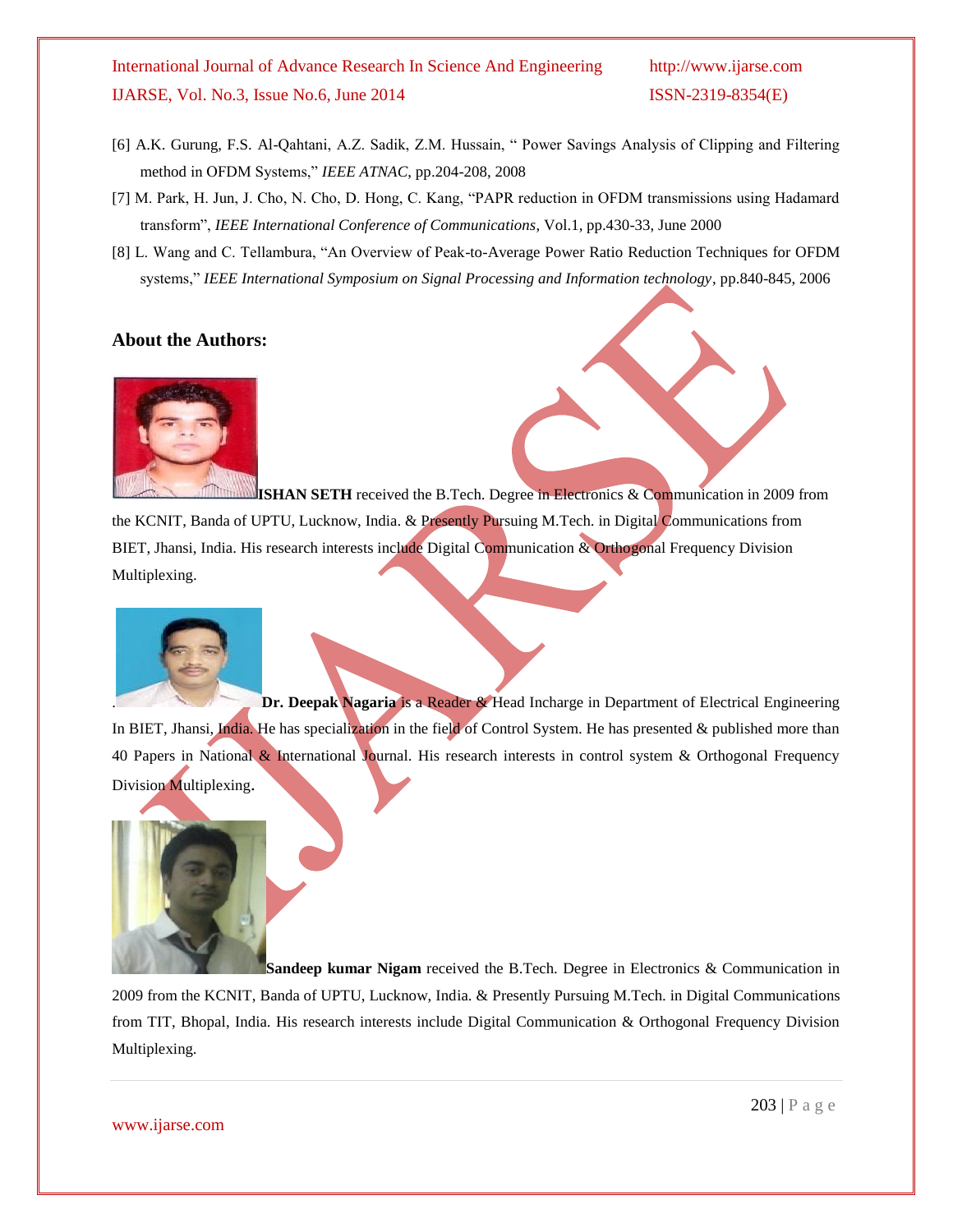[6] A.K. Gurung, F.S. Al-Qahtani, A.Z. Sadik, Z.M. Hussain, " Power Savings Analysis of Clipping and Filtering method in OFDM Systems," *IEEE ATNAC*, pp.204-208, 2008

[7] M. Park, H. Jun, J. Cho, N. Cho, D. Hong, C. Kang, "PAPR reduction in OFDM transmissions using Hadamard transform", *IEEE International Conference of Communications*, Vol.1, pp.430-33, June 2000

[8] L. Wang and C. Tellambura, "An Overview of Peak-to-Average Power Ratio Reduction Techniques for OFDM systems," *IEEE International Symposium on Signal Processing and Information technology*, pp.840-845, 2006

### About the Authors:

**ISHAN SETH** received the B.Tech. Degree in Electronics & Communication in 2009 from the KCNIT, Banda of UPTU, Lucknow, India. & Presently Pursuing M.Tech. in Digital Communications from BIET, Jhansi, India. His research interests include Digital Communication & Orthogonal Frequency Division Multiplexing.

. **Dr. Deepak Nagaria** is a Reader & Head Incharge in Department of Electrical Engineering In BIET, Jhansi, India. He has specialization in the field of Control System. He has presented & published more than 40 Papers in National & International Journal. His research interests in control system & Orthogonal Frequency Division Multiplexing.

**Sandeep kumar Nigam** received the B.Tech. Degree in Electronics & Communication in 2009 from the KCNIT, Banda of UPTU, Lucknow, India. & Presently Pursuing M.Tech. in Digital Communications from TIT, Bhopal, India. His research interests include Digital Communication & Orthogonal Frequency Division Multiplexing.